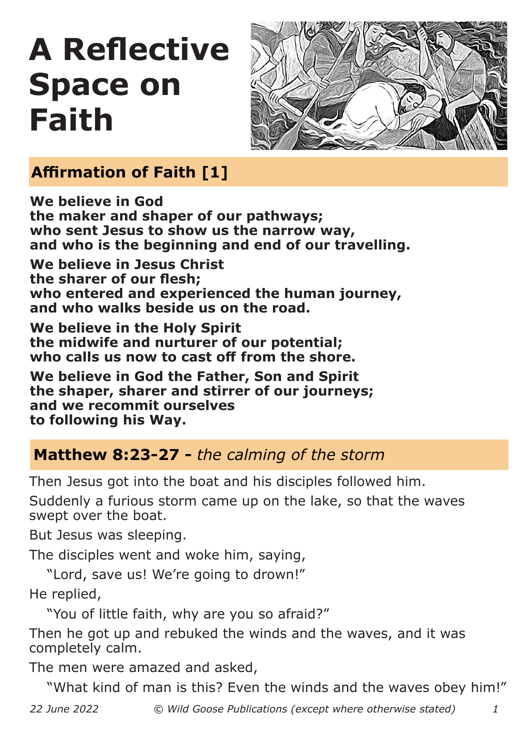# A Reflective Space on Faith

## Affirmation of Faith [1]

**We believe in God**
**the maker and shaper of our pathways;**
**who sent Jesus to show us the narrow way,**
**and who is the beginning and end of our travelling.**

**We believe in Jesus Christ**
**the sharer of our flesh;**
**who entered and experienced the human journey,**
**and who walks beside us on the road.**

**We believe in the Holy Spirit**
**the midwife and nurturer of our potential;**
**who calls us now to cast off from the shore.**

**We believe in God the Father, Son and Spirit**
**the shaper, sharer and stirrer of our journeys;**
**and we recommit ourselves**
**to following his Way.**

## Matthew 8:23-27 - *the calming of the storm*

Then Jesus got into the boat and his disciples followed him.

Suddenly a furious storm came up on the lake, so that the waves swept over the boat.

But Jesus was sleeping.

The disciples went and woke him, saying,

"Lord, save us! We're going to drown!"

He replied,

"You of little faith, why are you so afraid?"

Then he got up and rebuked the winds and the waves, and it was completely calm.

The men were amazed and asked,

"What kind of man is this? Even the winds and the waves obey him!"

*22 June 2022* *© Wild Goose Publications (except where otherwise stated)*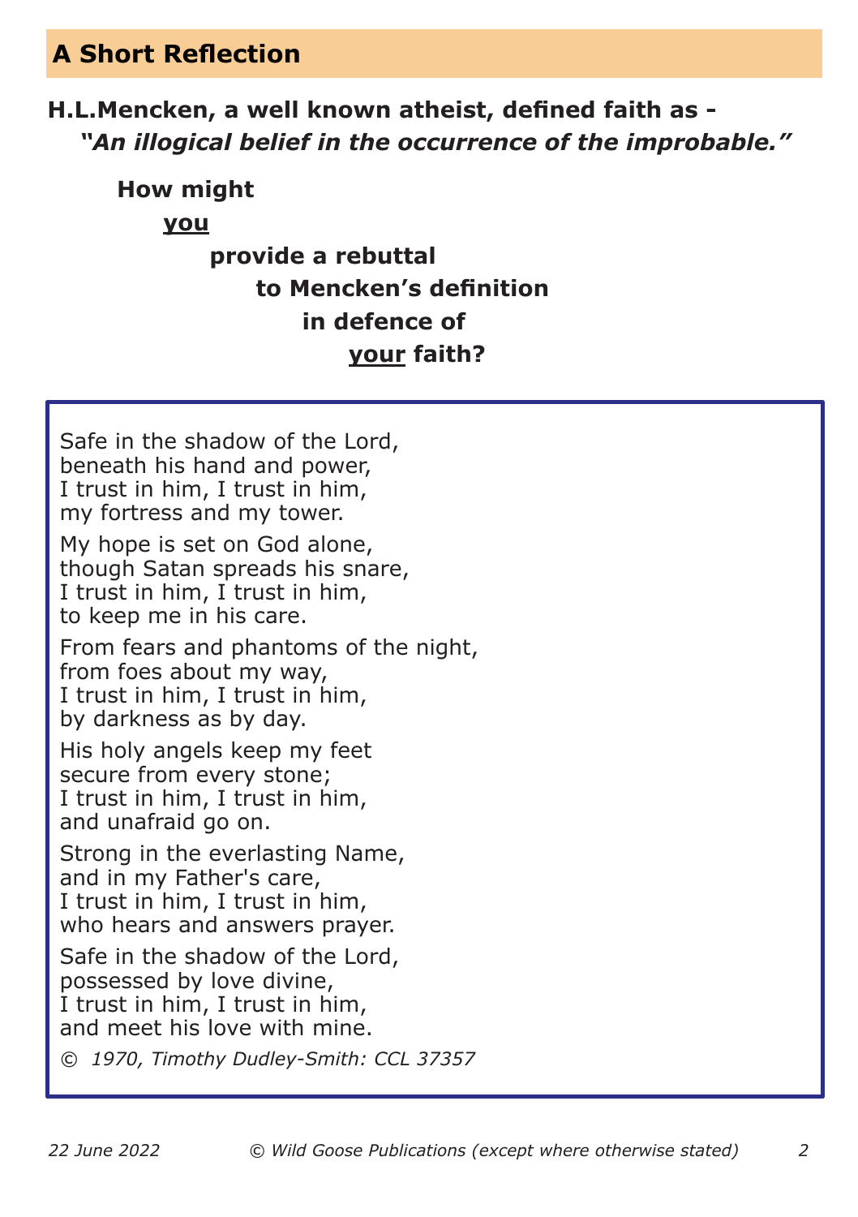## A Short Reflection

**H.L.Mencken, a well known atheist, defined faith as -**
***"An illogical belief in the occurrence of the improbable."***

**How might <u>you</u> provide a rebuttal to Mencken's definition in defence of <u>your</u> faith?**

Safe in the shadow of the Lord,
beneath his hand and power,
I trust in him, I trust in him,
my fortress and my tower.

My hope is set on God alone,
though Satan spreads his snare,
I trust in him, I trust in him,
to keep me in his care.

From fears and phantoms of the night,
from foes about my way,
I trust in him, I trust in him,
by darkness as by day.

His holy angels keep my feet
secure from every stone;
I trust in him, I trust in him,
and unafraid go on.

Strong in the everlasting Name,
and in my Father's care,
I trust in him, I trust in him,
who hears and answers prayer.

Safe in the shadow of the Lord,
possessed by love divine,
I trust in him, I trust in him,
and meet his love with mine.

*© 1970, Timothy Dudley-Smith: CCL 37357*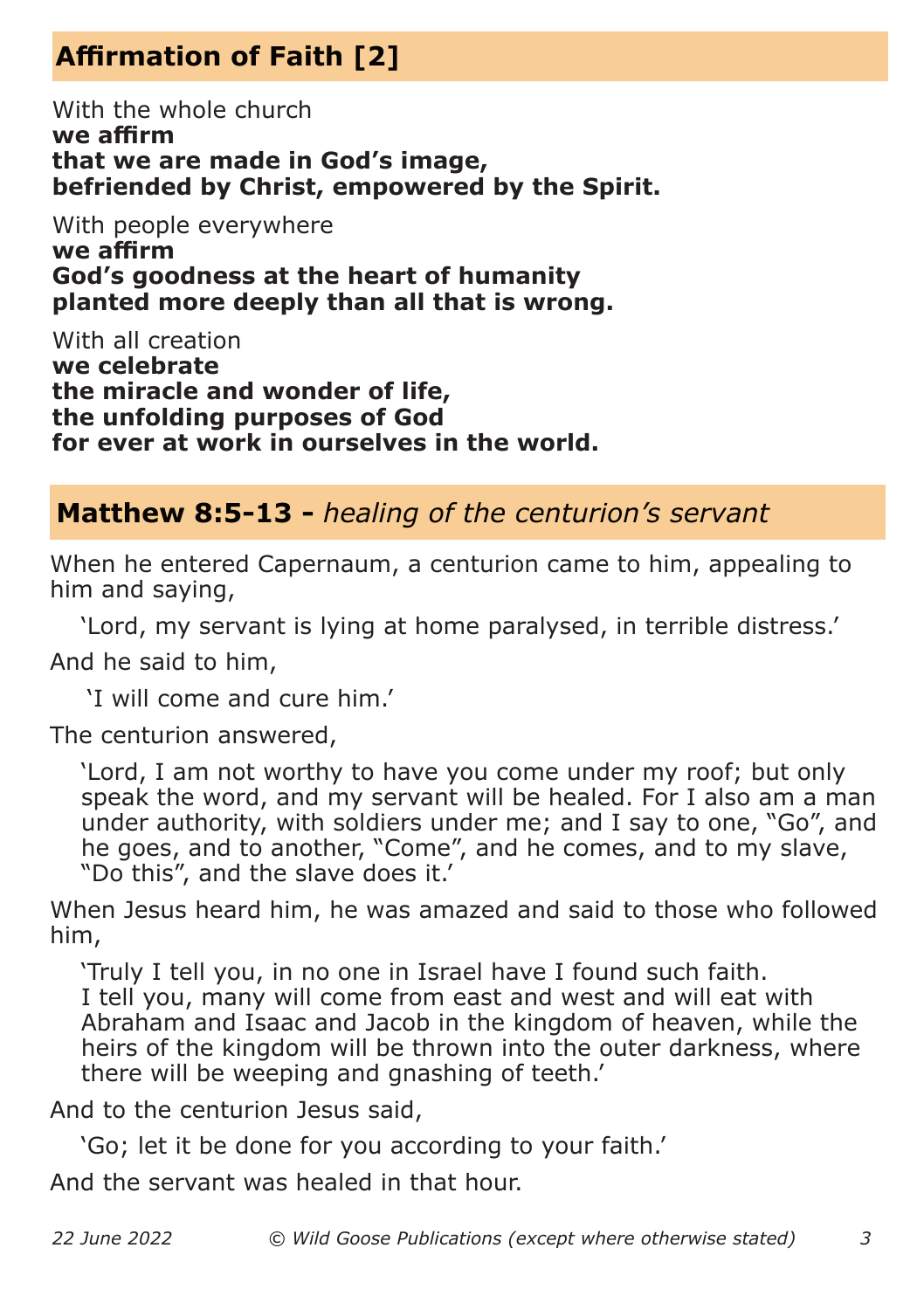## Affirmation of Faith [2]

With the whole church
**we affirm**
**that we are made in God's image,**
**befriended by Christ, empowered by the Spirit.**

With people everywhere
**we affirm**
**God's goodness at the heart of humanity**
**planted more deeply than all that is wrong.**

With all creation
**we celebrate**
**the miracle and wonder of life,**
**the unfolding purposes of God**
**for ever at work in ourselves in the world.**

## Matthew 8:5-13 - *healing of the centurion's servant*

When he entered Capernaum, a centurion came to him, appealing to him and saying,

> 'Lord, my servant is lying at home paralysed, in terrible distress.'

And he said to him,

> 'I will come and cure him.'

The centurion answered,

> 'Lord, I am not worthy to have you come under my roof; but only speak the word, and my servant will be healed. For I also am a man under authority, with soldiers under me; and I say to one, "Go", and he goes, and to another, "Come", and he comes, and to my slave, "Do this", and the slave does it.'

When Jesus heard him, he was amazed and said to those who followed him,

> 'Truly I tell you, in no one in Israel have I found such faith.
> I tell you, many will come from east and west and will eat with Abraham and Isaac and Jacob in the kingdom of heaven, while the heirs of the kingdom will be thrown into the outer darkness, where there will be weeping and gnashing of teeth.'

And to the centurion Jesus said,

> 'Go; let it be done for you according to your faith.'

And the servant was healed in that hour.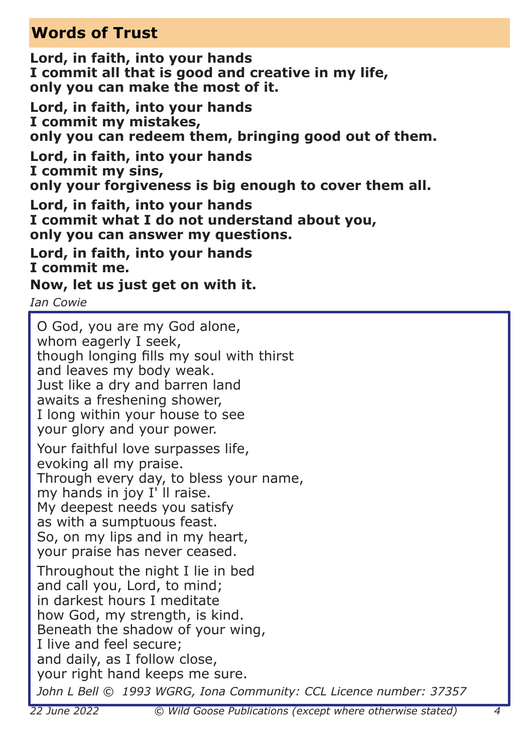## Words of Trust

**Lord, in faith, into your hands**
**I commit all that is good and creative in my life,**
**only you can make the most of it.**

**Lord, in faith, into your hands**
**I commit my mistakes,**
**only you can redeem them, bringing good out of them.**

**Lord, in faith, into your hands**
**I commit my sins,**
**only your forgiveness is big enough to cover them all.**

**Lord, in faith, into your hands**
**I commit what I do not understand about you,**
**only you can answer my questions.**

**Lord, in faith, into your hands**
**I commit me.**

**Now, let us just get on with it.**

*Ian Cowie*

O God, you are my God alone,
whom eagerly I seek,
though longing fills my soul with thirst
and leaves my body weak.
Just like a dry and barren land
awaits a freshening shower,
I long within your house to see
your glory and your power.

Your faithful love surpasses life,
evoking all my praise.
Through every day, to bless your name,
my hands in joy I' ll raise.
My deepest needs you satisfy
as with a sumptuous feast.
So, on my lips and in my heart,
your praise has never ceased.

Throughout the night I lie in bed
and call you, Lord, to mind;
in darkest hours I meditate
how God, my strength, is kind.
Beneath the shadow of your wing,
I live and feel secure;
and daily, as I follow close,
your right hand keeps me sure.

*John L Bell © 1993 WGRG, Iona Community: CCL Licence number: 37357*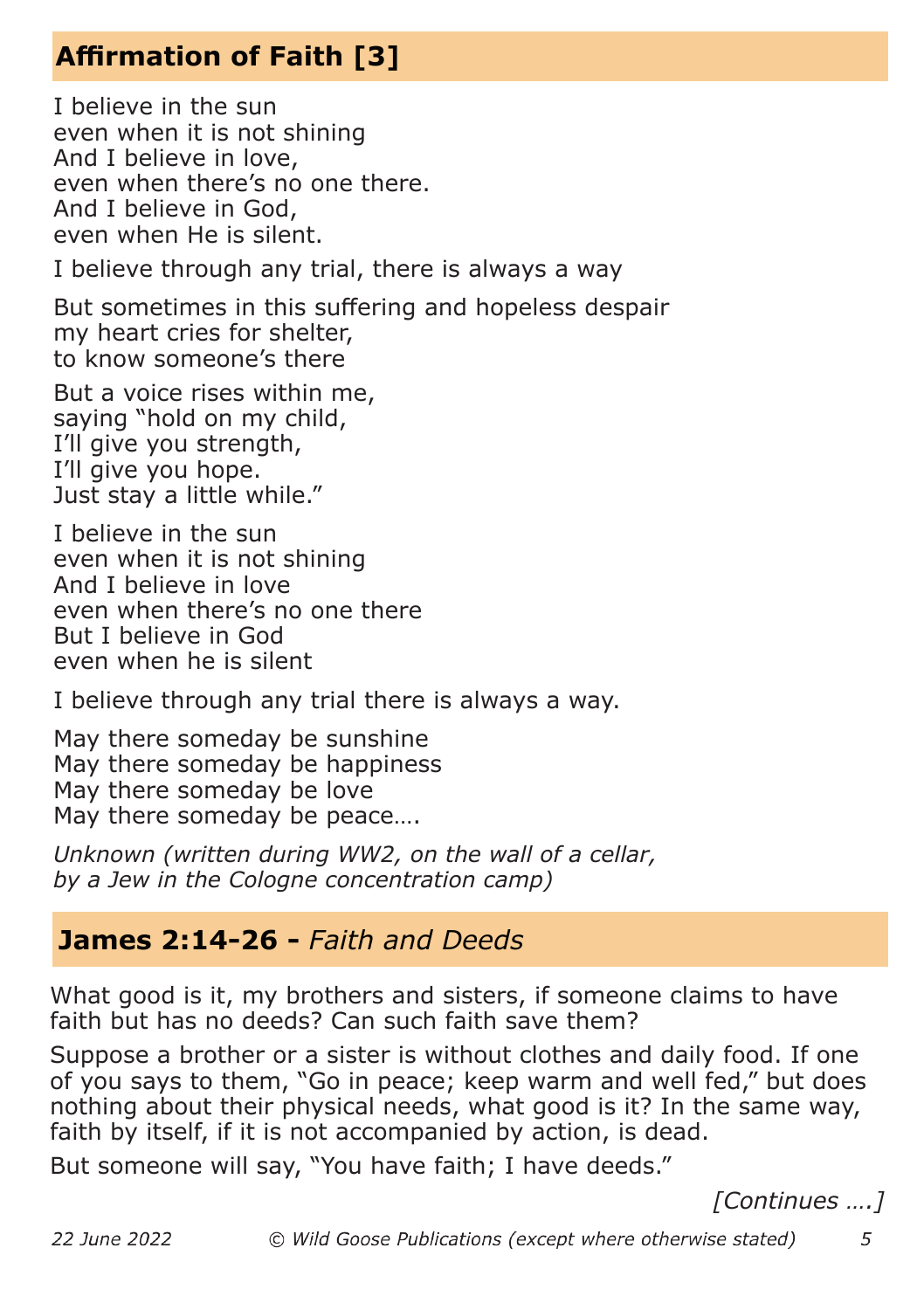## Affirmation of Faith [3]

I believe in the sun  
even when it is not shining  
And I believe in love,  
even when there's no one there.  
And I believe in God,  
even when He is silent.

I believe through any trial, there is always a way

But sometimes in this suffering and hopeless despair  
my heart cries for shelter,  
to know someone's there

But a voice rises within me,  
saying "hold on my child,  
I'll give you strength,  
I'll give you hope.  
Just stay a little while."

I believe in the sun  
even when it is not shining  
And I believe in love  
even when there's no one there  
But I believe in God  
even when he is silent

I believe through any trial there is always a way.

May there someday be sunshine  
May there someday be happiness  
May there someday be love  
May there someday be peace….

*Unknown (written during WW2, on the wall of a cellar, by a Jew in the Cologne concentration camp)*

## James 2:14-26 - *Faith and Deeds*

What good is it, my brothers and sisters, if someone claims to have faith but has no deeds? Can such faith save them?

Suppose a brother or a sister is without clothes and daily food. If one of you says to them, "Go in peace; keep warm and well fed," but does nothing about their physical needs, what good is it? In the same way, faith by itself, if it is not accompanied by action, is dead.

But someone will say, "You have faith; I have deeds."

*[Continues ….]*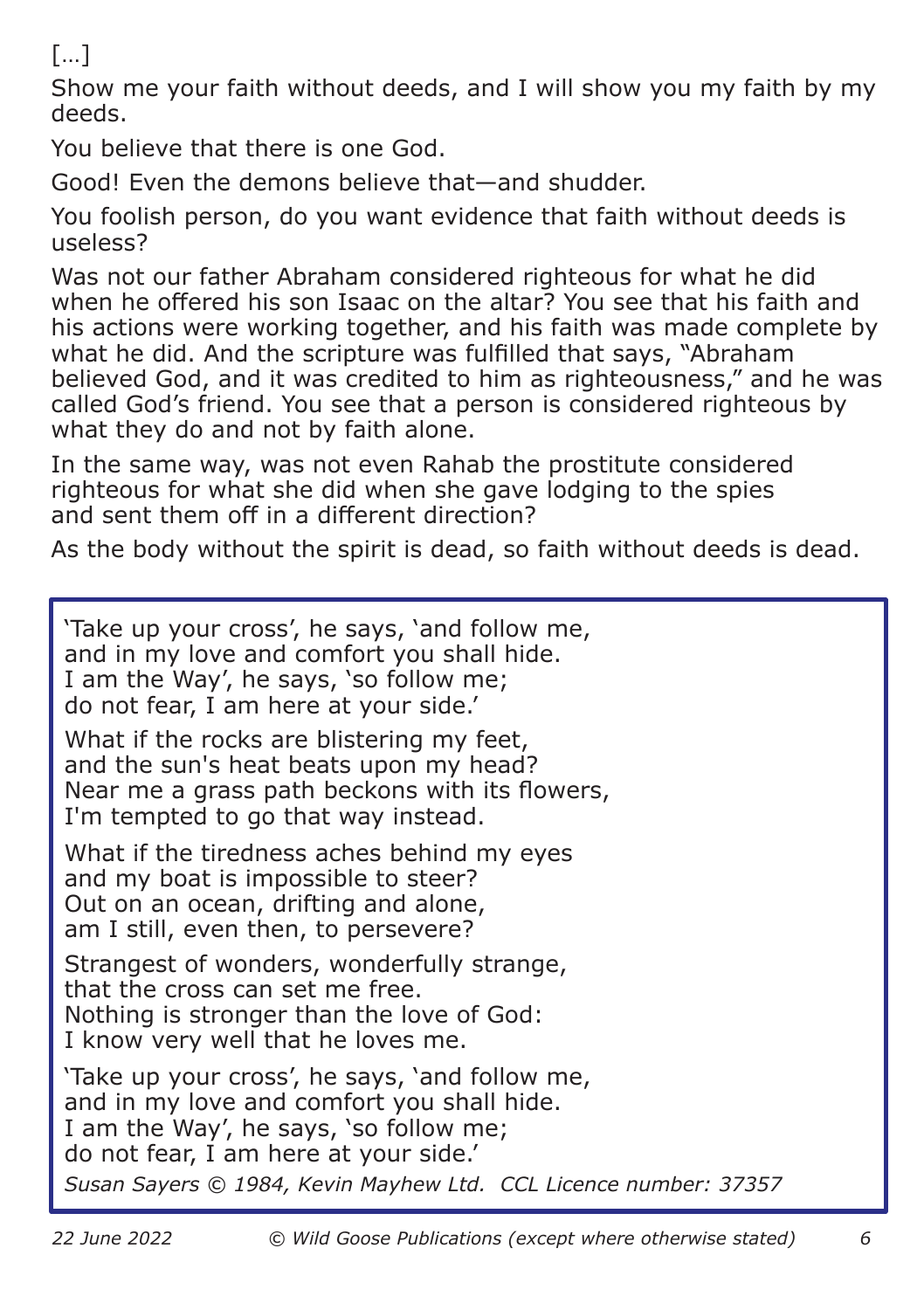[…]

Show me your faith without deeds, and I will show you my faith by my deeds.

You believe that there is one God.

Good! Even the demons believe that—and shudder.

You foolish person, do you want evidence that faith without deeds is useless?

Was not our father Abraham considered righteous for what he did when he offered his son Isaac on the altar? You see that his faith and his actions were working together, and his faith was made complete by what he did. And the scripture was fulfilled that says, “Abraham believed God, and it was credited to him as righteousness,” and he was called God’s friend. You see that a person is considered righteous by what they do and not by faith alone.

In the same way, was not even Rahab the prostitute considered righteous for what she did when she gave lodging to the spies and sent them off in a different direction?

As the body without the spirit is dead, so faith without deeds is dead.

‘Take up your cross’, he says, ‘and follow me,
and in my love and comfort you shall hide.
I am the Way’, he says, ‘so follow me;
do not fear, I am here at your side.’

What if the rocks are blistering my feet,
and the sun's heat beats upon my head?
Near me a grass path beckons with its flowers,
I'm tempted to go that way instead.

What if the tiredness aches behind my eyes
and my boat is impossible to steer?
Out on an ocean, drifting and alone,
am I still, even then, to persevere?

Strangest of wonders, wonderfully strange,
that the cross can set me free.
Nothing is stronger than the love of God:
I know very well that he loves me.

‘Take up your cross’, he says, ‘and follow me,
and in my love and comfort you shall hide.
I am the Way’, he says, ‘so follow me;
do not fear, I am here at your side.’

*Susan Sayers © 1984, Kevin Mayhew Ltd. CCL Licence number: 37357*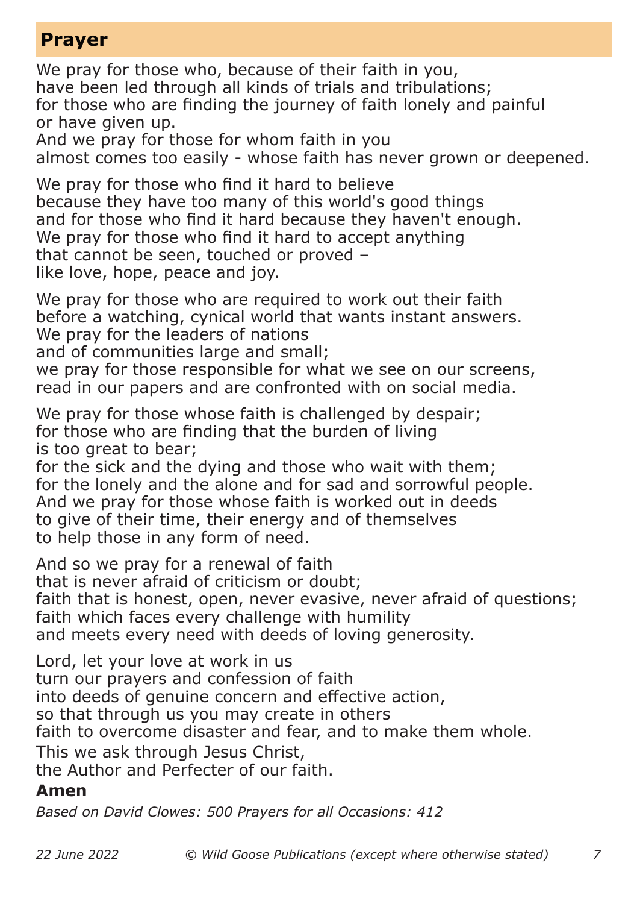## Prayer

We pray for those who, because of their faith in you,
have been led through all kinds of trials and tribulations;
for those who are finding the journey of faith lonely and painful
or have given up.
And we pray for those for whom faith in you
almost comes too easily - whose faith has never grown or deepened.

We pray for those who find it hard to believe
because they have too many of this world's good things
and for those who find it hard because they haven't enough.
We pray for those who find it hard to accept anything
that cannot be seen, touched or proved –
like love, hope, peace and joy.

We pray for those who are required to work out their faith
before a watching, cynical world that wants instant answers.
We pray for the leaders of nations
and of communities large and small;
we pray for those responsible for what we see on our screens,
read in our papers and are confronted with on social media.

We pray for those whose faith is challenged by despair;
for those who are finding that the burden of living
is too great to bear;
for the sick and the dying and those who wait with them;
for the lonely and the alone and for sad and sorrowful people.
And we pray for those whose faith is worked out in deeds
to give of their time, their energy and of themselves
to help those in any form of need.

And so we pray for a renewal of faith
that is never afraid of criticism or doubt;
faith that is honest, open, never evasive, never afraid of questions;
faith which faces every challenge with humility
and meets every need with deeds of loving generosity.

Lord, let your love at work in us
turn our prayers and confession of faith
into deeds of genuine concern and effective action,
so that through us you may create in others
faith to overcome disaster and fear, and to make them whole.
This we ask through Jesus Christ,
the Author and Perfecter of our faith.

**Amen**

*Based on David Clowes: 500 Prayers for all Occasions: 412*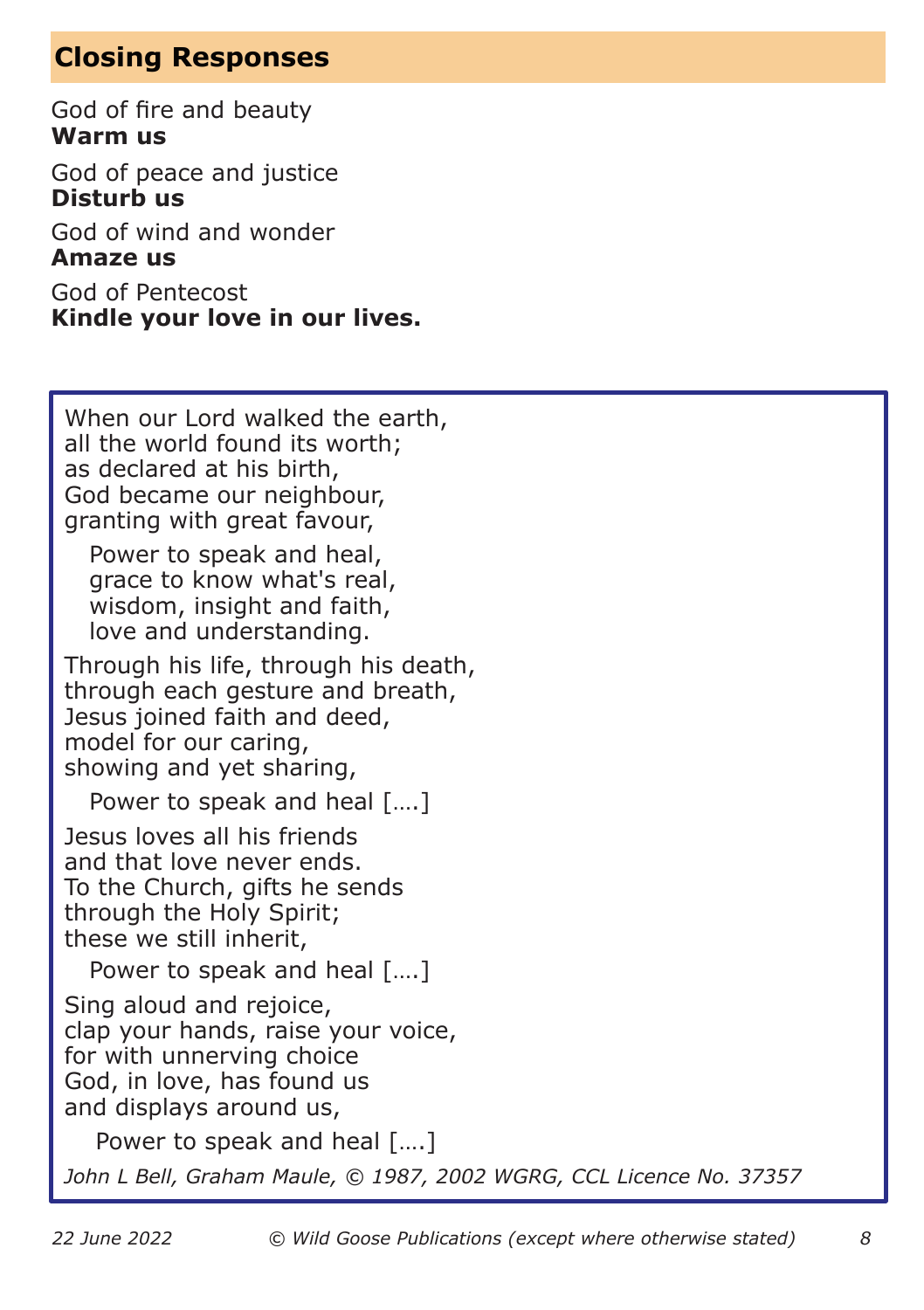## Closing Responses

God of fire and beauty
**Warm us**

God of peace and justice
**Disturb us**

God of wind and wonder
**Amaze us**

God of Pentecost
**Kindle your love in our lives.**

When our Lord walked the earth,
all the world found its worth;
as declared at his birth,
God became our neighbour,
granting with great favour,

Power to speak and heal,
grace to know what's real,
wisdom, insight and faith,
love and understanding.

Through his life, through his death,
through each gesture and breath,
Jesus joined faith and deed,
model for our caring,
showing and yet sharing,

Power to speak and heal [….]

Jesus loves all his friends
and that love never ends.
To the Church, gifts he sends
through the Holy Spirit;
these we still inherit,

Power to speak and heal [….]

Sing aloud and rejoice,
clap your hands, raise your voice,
for with unnerving choice
God, in love, has found us
and displays around us,

Power to speak and heal [….]

*John L Bell, Graham Maule, © 1987, 2002 WGRG, CCL Licence No. 37357*